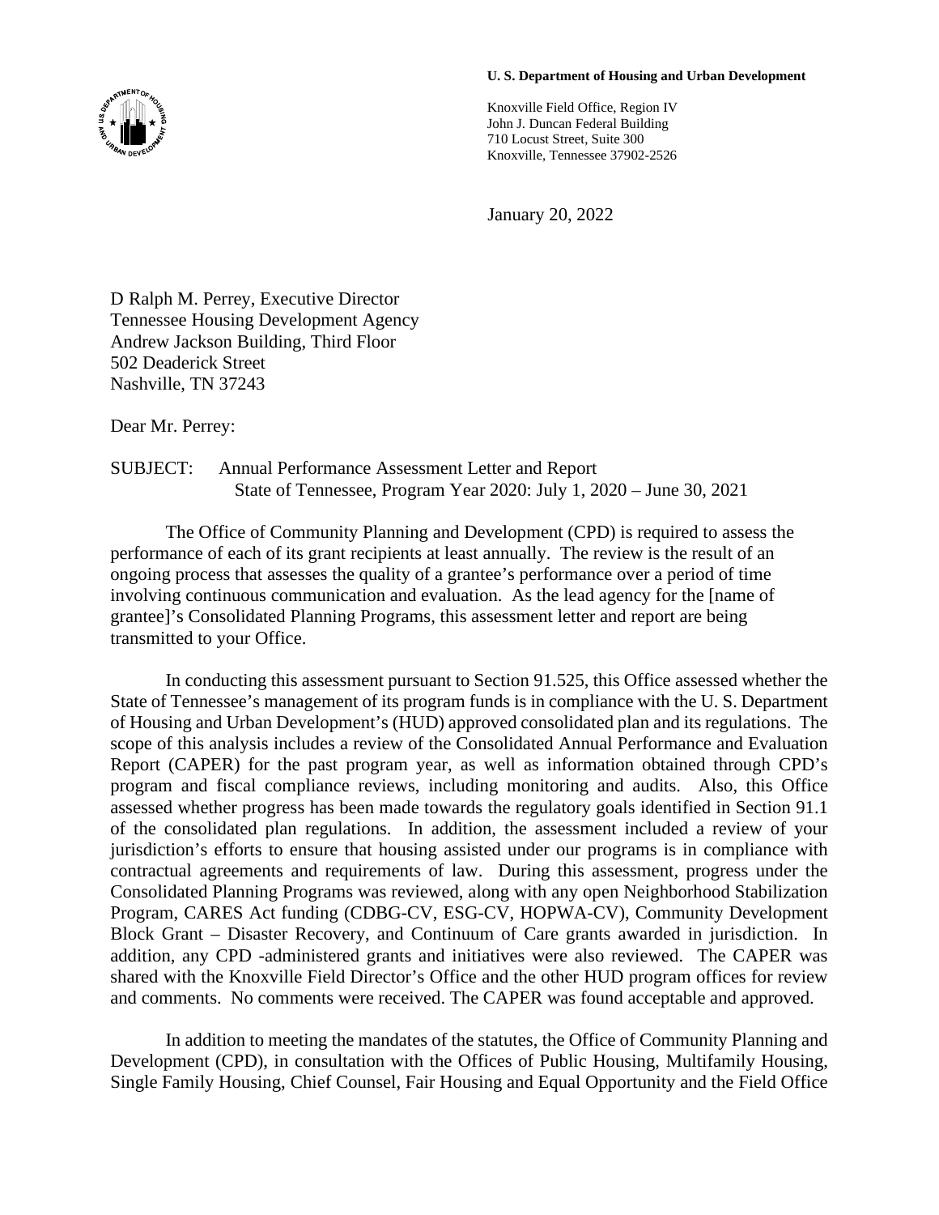**U. S. Department of Housing and Urban Development**

Knoxville Field Office, Region IV
John J. Duncan Federal Building
710 Locust Street, Suite 300
Knoxville, Tennessee 37902-2526

January 20, 2022

D Ralph M. Perrey, Executive Director
Tennessee Housing Development Agency
Andrew Jackson Building, Third Floor
502 Deaderick Street
Nashville, TN 37243

Dear Mr. Perrey:

SUBJECT: Annual Performance Assessment Letter and Report
State of Tennessee, Program Year 2020: July 1, 2020 – June 30, 2021

The Office of Community Planning and Development (CPD) is required to assess the performance of each of its grant recipients at least annually. The review is the result of an ongoing process that assesses the quality of a grantee's performance over a period of time involving continuous communication and evaluation. As the lead agency for the [name of grantee]'s Consolidated Planning Programs, this assessment letter and report are being transmitted to your Office.

In conducting this assessment pursuant to Section 91.525, this Office assessed whether the State of Tennessee's management of its program funds is in compliance with the U. S. Department of Housing and Urban Development's (HUD) approved consolidated plan and its regulations. The scope of this analysis includes a review of the Consolidated Annual Performance and Evaluation Report (CAPER) for the past program year, as well as information obtained through CPD's program and fiscal compliance reviews, including monitoring and audits. Also, this Office assessed whether progress has been made towards the regulatory goals identified in Section 91.1 of the consolidated plan regulations. In addition, the assessment included a review of your jurisdiction's efforts to ensure that housing assisted under our programs is in compliance with contractual agreements and requirements of law. During this assessment, progress under the Consolidated Planning Programs was reviewed, along with any open Neighborhood Stabilization Program, CARES Act funding (CDBG-CV, ESG-CV, HOPWA-CV), Community Development Block Grant – Disaster Recovery, and Continuum of Care grants awarded in jurisdiction. In addition, any CPD -administered grants and initiatives were also reviewed. The CAPER was shared with the Knoxville Field Director's Office and the other HUD program offices for review and comments. No comments were received. The CAPER was found acceptable and approved.

In addition to meeting the mandates of the statutes, the Office of Community Planning and Development (CPD), in consultation with the Offices of Public Housing, Multifamily Housing, Single Family Housing, Chief Counsel, Fair Housing and Equal Opportunity and the Field Office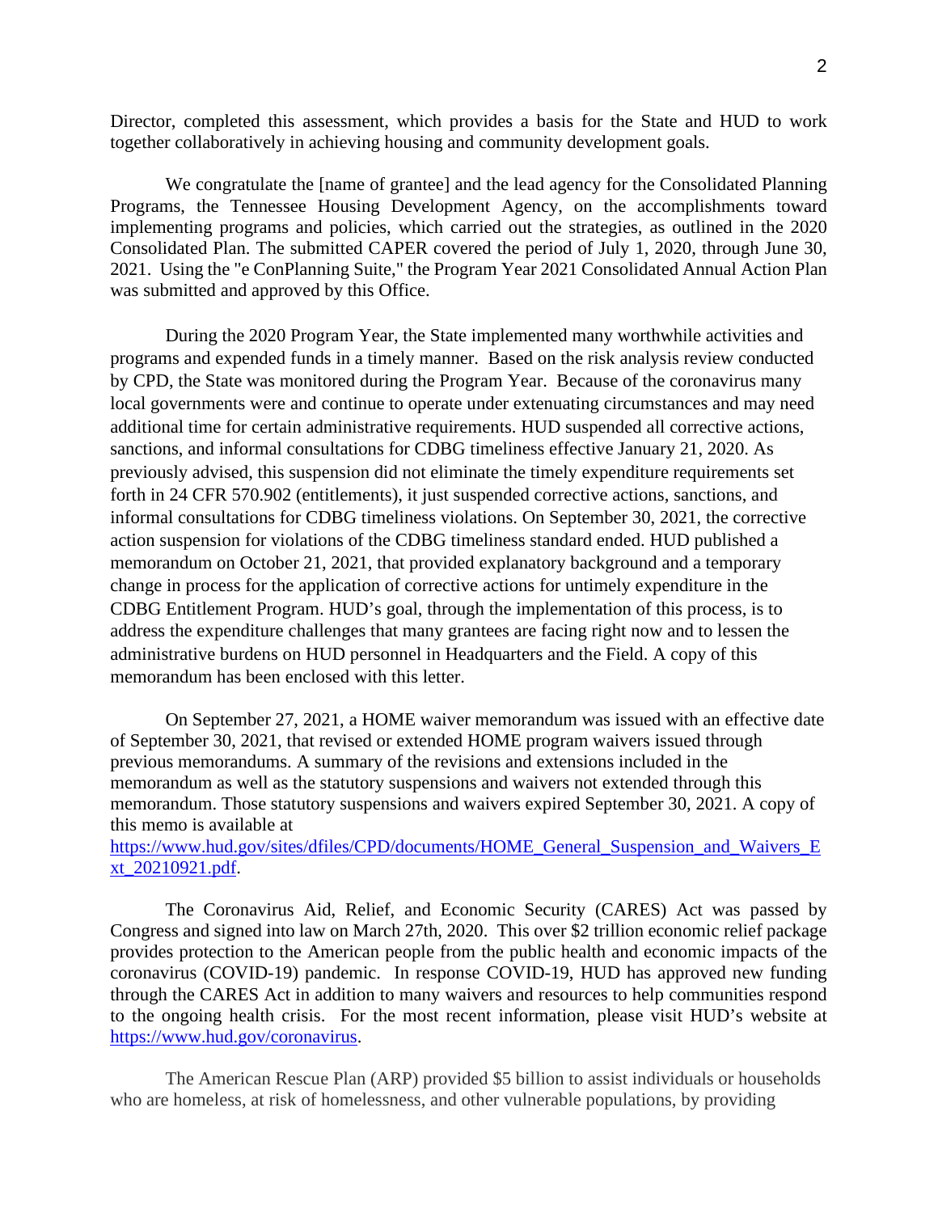Director, completed this assessment, which provides a basis for the State and HUD to work together collaboratively in achieving housing and community development goals.

We congratulate the [name of grantee] and the lead agency for the Consolidated Planning Programs, the Tennessee Housing Development Agency, on the accomplishments toward implementing programs and policies, which carried out the strategies, as outlined in the 2020 Consolidated Plan. The submitted CAPER covered the period of July 1, 2020, through June 30, 2021. Using the "e ConPlanning Suite," the Program Year 2021 Consolidated Annual Action Plan was submitted and approved by this Office.

During the 2020 Program Year, the State implemented many worthwhile activities and programs and expended funds in a timely manner. Based on the risk analysis review conducted by CPD, the State was monitored during the Program Year. Because of the coronavirus many local governments were and continue to operate under extenuating circumstances and may need additional time for certain administrative requirements. HUD suspended all corrective actions, sanctions, and informal consultations for CDBG timeliness effective January 21, 2020. As previously advised, this suspension did not eliminate the timely expenditure requirements set forth in 24 CFR 570.902 (entitlements), it just suspended corrective actions, sanctions, and informal consultations for CDBG timeliness violations. On September 30, 2021, the corrective action suspension for violations of the CDBG timeliness standard ended. HUD published a memorandum on October 21, 2021, that provided explanatory background and a temporary change in process for the application of corrective actions for untimely expenditure in the CDBG Entitlement Program. HUD's goal, through the implementation of this process, is to address the expenditure challenges that many grantees are facing right now and to lessen the administrative burdens on HUD personnel in Headquarters and the Field. A copy of this memorandum has been enclosed with this letter.

On September 27, 2021, a HOME waiver memorandum was issued with an effective date of September 30, 2021, that revised or extended HOME program waivers issued through previous memorandums. A summary of the revisions and extensions included in the memorandum as well as the statutory suspensions and waivers not extended through this memorandum. Those statutory suspensions and waivers expired September 30, 2021. A copy of this memo is available at https://www.hud.gov/sites/dfiles/CPD/documents/HOME_General_Suspension_and_Waivers_Ext_20210921.pdf.

The Coronavirus Aid, Relief, and Economic Security (CARES) Act was passed by Congress and signed into law on March 27th, 2020. This over $2 trillion economic relief package provides protection to the American people from the public health and economic impacts of the coronavirus (COVID-19) pandemic. In response COVID-19, HUD has approved new funding through the CARES Act in addition to many waivers and resources to help communities respond to the ongoing health crisis. For the most recent information, please visit HUD's website at https://www.hud.gov/coronavirus.

The American Rescue Plan (ARP) provided $5 billion to assist individuals or households who are homeless, at risk of homelessness, and other vulnerable populations, by providing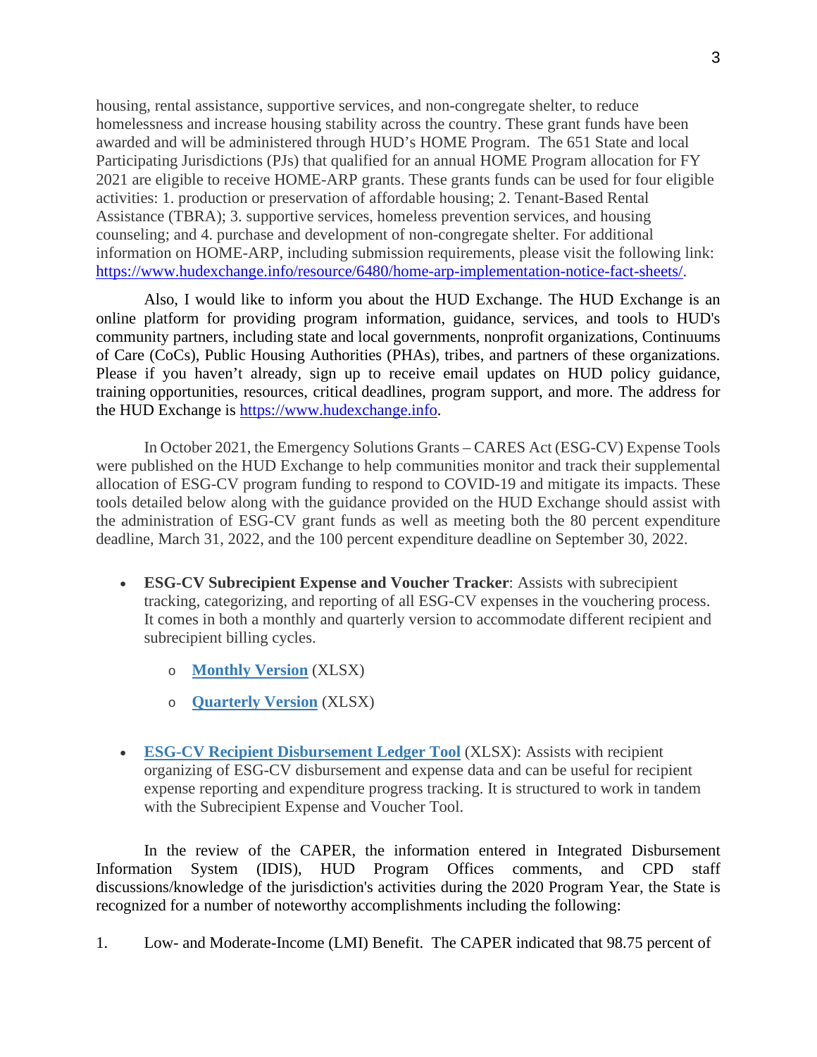housing, rental assistance, supportive services, and non-congregate shelter, to reduce homelessness and increase housing stability across the country. These grant funds have been awarded and will be administered through HUD's HOME Program. The 651 State and local Participating Jurisdictions (PJs) that qualified for an annual HOME Program allocation for FY 2021 are eligible to receive HOME-ARP grants. These grants funds can be used for four eligible activities: 1. production or preservation of affordable housing; 2. Tenant-Based Rental Assistance (TBRA); 3. supportive services, homeless prevention services, and housing counseling; and 4. purchase and development of non-congregate shelter. For additional information on HOME-ARP, including submission requirements, please visit the following link: https://www.hudexchange.info/resource/6480/home-arp-implementation-notice-fact-sheets/.

Also, I would like to inform you about the HUD Exchange. The HUD Exchange is an online platform for providing program information, guidance, services, and tools to HUD's community partners, including state and local governments, nonprofit organizations, Continuums of Care (CoCs), Public Housing Authorities (PHAs), tribes, and partners of these organizations. Please if you haven't already, sign up to receive email updates on HUD policy guidance, training opportunities, resources, critical deadlines, program support, and more. The address for the HUD Exchange is https://www.hudexchange.info.

In October 2021, the Emergency Solutions Grants – CARES Act (ESG-CV) Expense Tools were published on the HUD Exchange to help communities monitor and track their supplemental allocation of ESG-CV program funding to respond to COVID-19 and mitigate its impacts. These tools detailed below along with the guidance provided on the HUD Exchange should assist with the administration of ESG-CV grant funds as well as meeting both the 80 percent expenditure deadline, March 31, 2022, and the 100 percent expenditure deadline on September 30, 2022.

- **ESG-CV Subrecipient Expense and Voucher Tracker**: Assists with subrecipient tracking, categorizing, and reporting of all ESG-CV expenses in the vouchering process. It comes in both a monthly and quarterly version to accommodate different recipient and subrecipient billing cycles.
  - **Monthly Version** (XLSX)
  - **Quarterly Version** (XLSX)

- **ESG-CV Recipient Disbursement Ledger Tool** (XLSX): Assists with recipient organizing of ESG-CV disbursement and expense data and can be useful for recipient expense reporting and expenditure progress tracking. It is structured to work in tandem with the Subrecipient Expense and Voucher Tool.

In the review of the CAPER, the information entered in Integrated Disbursement Information System (IDIS), HUD Program Offices comments, and CPD staff discussions/knowledge of the jurisdiction's activities during the 2020 Program Year, the State is recognized for a number of noteworthy accomplishments including the following:

1. Low- and Moderate-Income (LMI) Benefit. The CAPER indicated that 98.75 percent of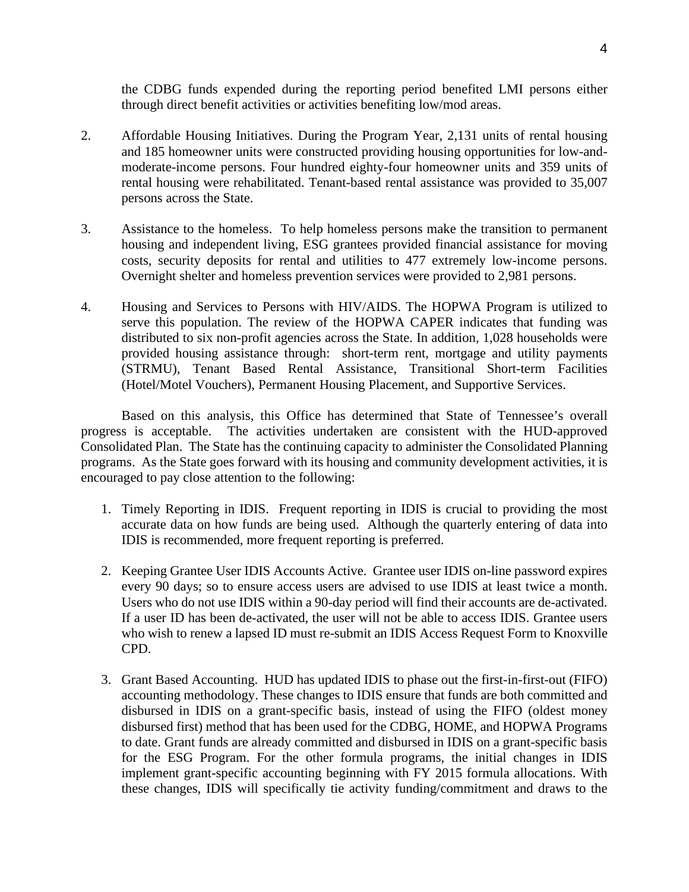the CDBG funds expended during the reporting period benefited LMI persons either through direct benefit activities or activities benefiting low/mod areas.

2. Affordable Housing Initiatives. During the Program Year, 2,131 units of rental housing and 185 homeowner units were constructed providing housing opportunities for low-and-moderate-income persons. Four hundred eighty-four homeowner units and 359 units of rental housing were rehabilitated. Tenant-based rental assistance was provided to 35,007 persons across the State.

3. Assistance to the homeless. To help homeless persons make the transition to permanent housing and independent living, ESG grantees provided financial assistance for moving costs, security deposits for rental and utilities to 477 extremely low-income persons. Overnight shelter and homeless prevention services were provided to 2,981 persons.

4. Housing and Services to Persons with HIV/AIDS. The HOPWA Program is utilized to serve this population. The review of the HOPWA CAPER indicates that funding was distributed to six non-profit agencies across the State. In addition, 1,028 households were provided housing assistance through: short-term rent, mortgage and utility payments (STRMU), Tenant Based Rental Assistance, Transitional Short-term Facilities (Hotel/Motel Vouchers), Permanent Housing Placement, and Supportive Services.

Based on this analysis, this Office has determined that State of Tennessee's overall progress is acceptable. The activities undertaken are consistent with the HUD-approved Consolidated Plan. The State has the continuing capacity to administer the Consolidated Planning programs. As the State goes forward with its housing and community development activities, it is encouraged to pay close attention to the following:

1. Timely Reporting in IDIS. Frequent reporting in IDIS is crucial to providing the most accurate data on how funds are being used. Although the quarterly entering of data into IDIS is recommended, more frequent reporting is preferred.

2. Keeping Grantee User IDIS Accounts Active. Grantee user IDIS on-line password expires every 90 days; so to ensure access users are advised to use IDIS at least twice a month. Users who do not use IDIS within a 90-day period will find their accounts are de-activated. If a user ID has been de-activated, the user will not be able to access IDIS. Grantee users who wish to renew a lapsed ID must re-submit an IDIS Access Request Form to Knoxville CPD.

3. Grant Based Accounting. HUD has updated IDIS to phase out the first-in-first-out (FIFO) accounting methodology. These changes to IDIS ensure that funds are both committed and disbursed in IDIS on a grant-specific basis, instead of using the FIFO (oldest money disbursed first) method that has been used for the CDBG, HOME, and HOPWA Programs to date. Grant funds are already committed and disbursed in IDIS on a grant-specific basis for the ESG Program. For the other formula programs, the initial changes in IDIS implement grant-specific accounting beginning with FY 2015 formula allocations. With these changes, IDIS will specifically tie activity funding/commitment and draws to the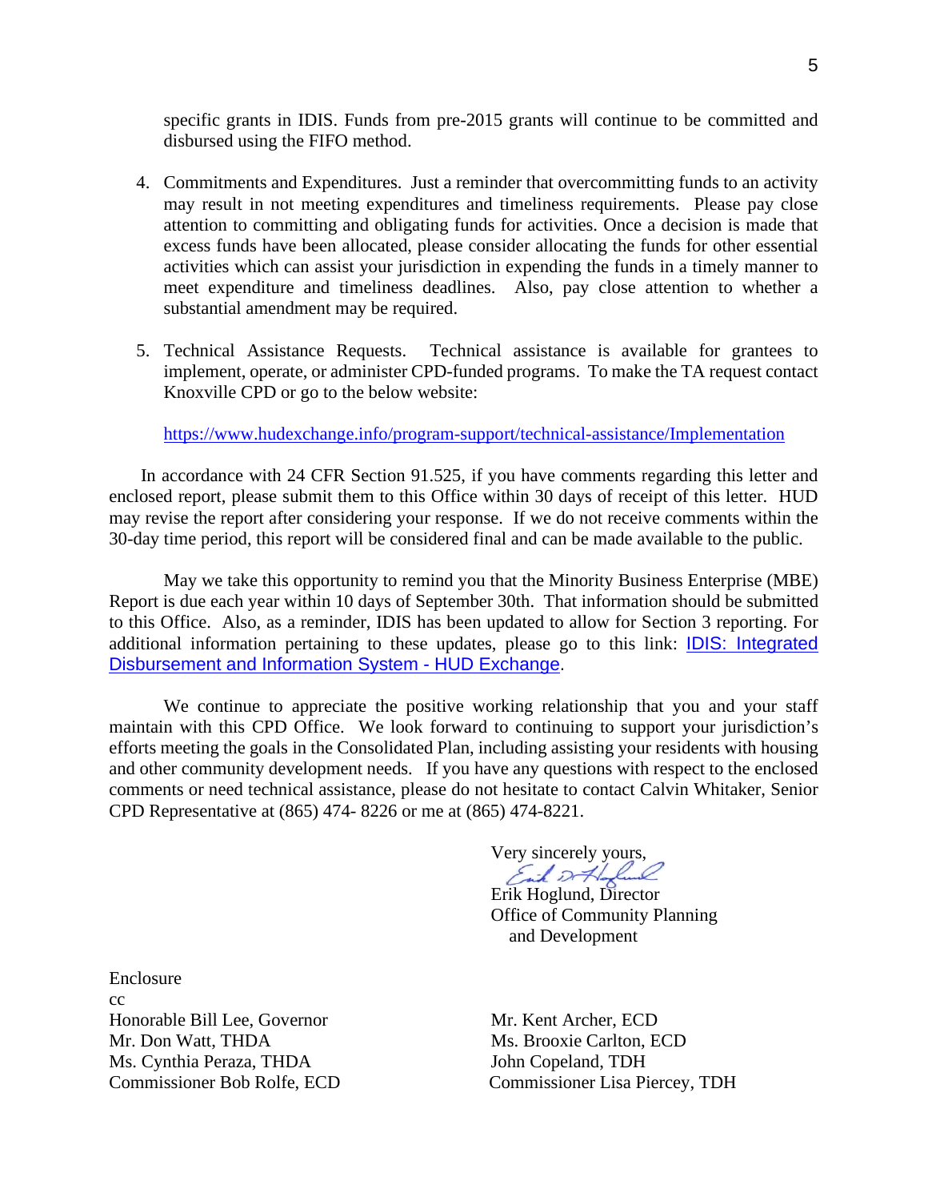specific grants in IDIS. Funds from pre-2015 grants will continue to be committed and disbursed using the FIFO method.

4. Commitments and Expenditures. Just a reminder that overcommitting funds to an activity may result in not meeting expenditures and timeliness requirements. Please pay close attention to committing and obligating funds for activities. Once a decision is made that excess funds have been allocated, please consider allocating the funds for other essential activities which can assist your jurisdiction in expending the funds in a timely manner to meet expenditure and timeliness deadlines. Also, pay close attention to whether a substantial amendment may be required.

5. Technical Assistance Requests. Technical assistance is available for grantees to implement, operate, or administer CPD-funded programs. To make the TA request contact Knoxville CPD or go to the below website:

   https://www.hudexchange.info/program-support/technical-assistance/Implementation

In accordance with 24 CFR Section 91.525, if you have comments regarding this letter and enclosed report, please submit them to this Office within 30 days of receipt of this letter. HUD may revise the report after considering your response. If we do not receive comments within the 30-day time period, this report will be considered final and can be made available to the public.

May we take this opportunity to remind you that the Minority Business Enterprise (MBE) Report is due each year within 10 days of September 30th. That information should be submitted to this Office. Also, as a reminder, IDIS has been updated to allow for Section 3 reporting. For additional information pertaining to these updates, please go to this link: IDIS: Integrated Disbursement and Information System - HUD Exchange.

We continue to appreciate the positive working relationship that you and your staff maintain with this CPD Office. We look forward to continuing to support your jurisdiction's efforts meeting the goals in the Consolidated Plan, including assisting your residents with housing and other community development needs. If you have any questions with respect to the enclosed comments or need technical assistance, please do not hesitate to contact Calvin Whitaker, Senior CPD Representative at (865) 474- 8226 or me at (865) 474-8221.

Very sincerely yours,

Erik Hoglund, Director
Office of Community Planning
and Development

Enclosure

cc

Honorable Bill Lee, Governor
Mr. Don Watt, THDA
Ms. Cynthia Peraza, THDA
Commissioner Bob Rolfe, ECD
Mr. Kent Archer, ECD
Ms. Brooxie Carlton, ECD
John Copeland, TDH
Commissioner Lisa Piercey, TDH